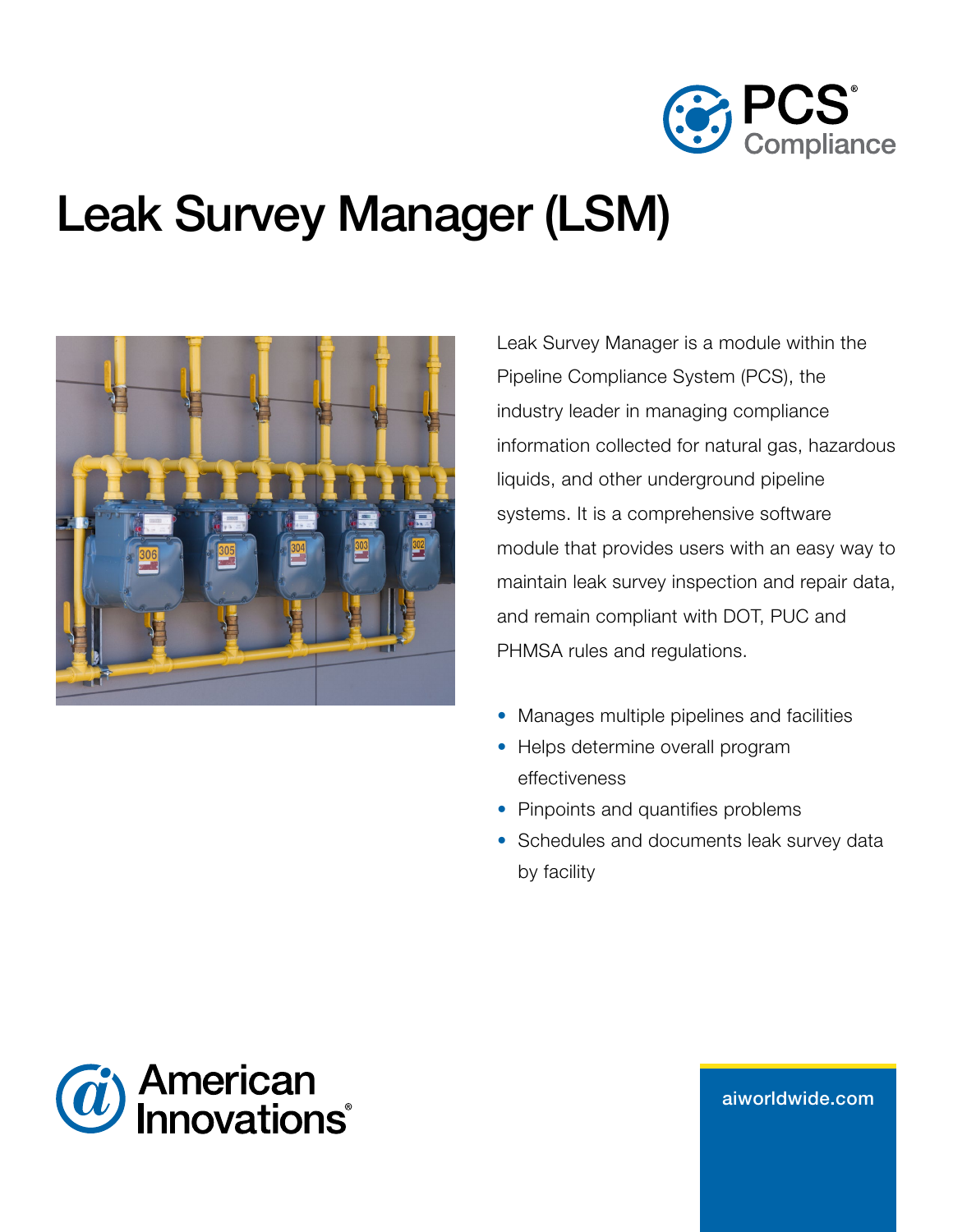PCS® Compliance

# Leak Survey Manager (LSM)

Leak Survey Manager is a module within the Pipeline Compliance System (PCS), the industry leader in managing compliance information collected for natural gas, hazardous liquids, and other underground pipeline systems. It is a comprehensive software module that provides users with an easy way to maintain leak survey inspection and repair data, and remain compliant with DOT, PUC and PHMSA rules and regulations.

- Manages multiple pipelines and facilities
- Helps determine overall program effectiveness
- Pinpoints and quantifies problems
- Schedules and documents leak survey data by facility

American Innovations®

aiworldwide.com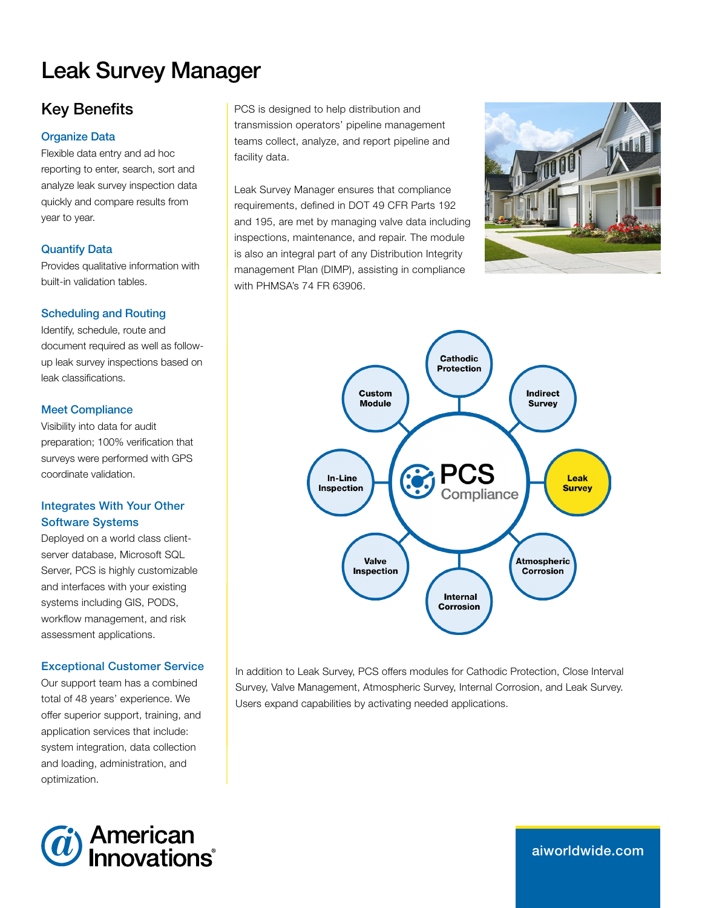# Leak Survey Manager

## Key Benefits

### Organize Data

Flexible data entry and ad hoc reporting to enter, search, sort and analyze leak survey inspection data quickly and compare results from year to year.

### Quantify Data

Provides qualitative information with built-in validation tables.

### Scheduling and Routing

Identify, schedule, route and document required as well as follow-up leak survey inspections based on leak classifications.

### Meet Compliance

Visibility into data for audit preparation; 100% verification that surveys were performed with GPS coordinate validation.

### Integrates With Your Other Software Systems

Deployed on a world class client-server database, Microsoft SQL Server, PCS is highly customizable and interfaces with your existing systems including GIS, PODS, workflow management, and risk assessment applications.

### Exceptional Customer Service

Our support team has a combined total of 48 years' experience. We offer superior support, training, and application services that include: system integration, data collection and loading, administration, and optimization.

PCS is designed to help distribution and transmission operators' pipeline management teams collect, analyze, and report pipeline and facility data.

Leak Survey Manager ensures that compliance requirements, defined in DOT 49 CFR Parts 192 and 195, are met by managing valve data including inspections, maintenance, and repair. The module is also an integral part of any Distribution Integrity management Plan (DIMP), assisting in compliance with PHMSA's 74 FR 63906.

PCS Compliance

Cathodic Protection

Indirect Survey

Leak Survey

Atmospheric Corrosion

Internal Corrosion

Valve Inspection

In-Line Inspection

Custom Module

In addition to Leak Survey, PCS offers modules for Cathodic Protection, Close Interval Survey, Valve Management, Atmospheric Survey, Internal Corrosion, and Leak Survey. Users expand capabilities by activating needed applications.

American Innovations®

aiworldwide.com